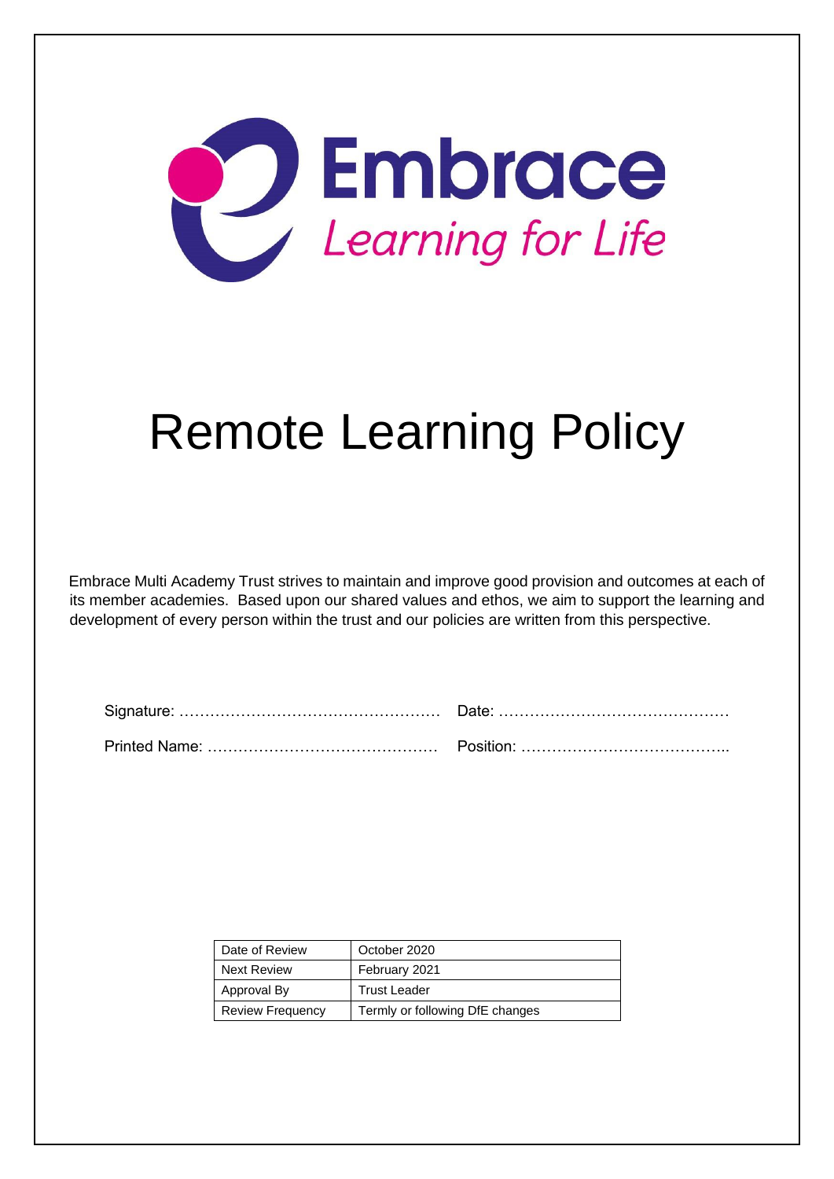Embrace
*Learning for Life*

# Remote Learning Policy

Embrace Multi Academy Trust strives to maintain and improve good provision and outcomes at each of its member academies. Based upon our shared values and ethos, we aim to support the learning and development of every person within the trust and our policies are written from this perspective.

Signature: …………………………………………… Date: ………………………………………

Printed Name: ……………………………………… Position: …………………………………..

| Date of Review | October 2020 |
|---|---|
| Next Review | February 2021 |
| Approval By | Trust Leader |
| Review Frequency | Termly or following DfE changes |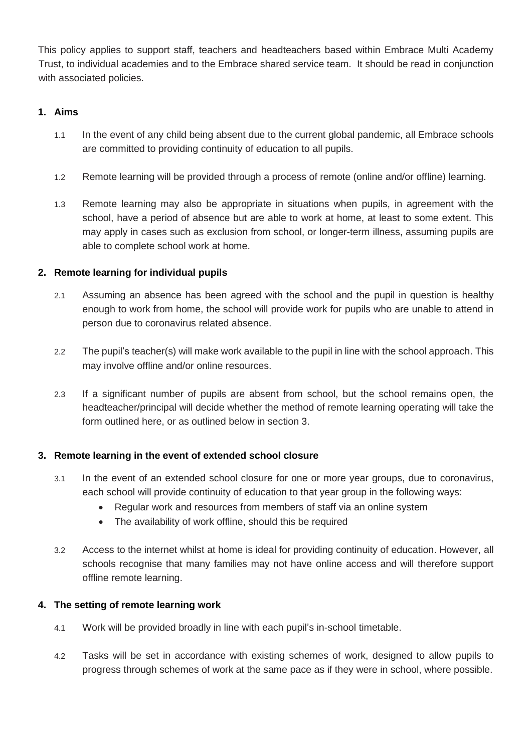This policy applies to support staff, teachers and headteachers based within Embrace Multi Academy Trust, to individual academies and to the Embrace shared service team. It should be read in conjunction with associated policies.

## 1. Aims

1.1 In the event of any child being absent due to the current global pandemic, all Embrace schools are committed to providing continuity of education to all pupils.

1.2 Remote learning will be provided through a process of remote (online and/or offline) learning.

1.3 Remote learning may also be appropriate in situations when pupils, in agreement with the school, have a period of absence but are able to work at home, at least to some extent. This may apply in cases such as exclusion from school, or longer-term illness, assuming pupils are able to complete school work at home.

## 2. Remote learning for individual pupils

2.1 Assuming an absence has been agreed with the school and the pupil in question is healthy enough to work from home, the school will provide work for pupils who are unable to attend in person due to coronavirus related absence.

2.2 The pupil's teacher(s) will make work available to the pupil in line with the school approach. This may involve offline and/or online resources.

2.3 If a significant number of pupils are absent from school, but the school remains open, the headteacher/principal will decide whether the method of remote learning operating will take the form outlined here, or as outlined below in section 3.

## 3. Remote learning in the event of extended school closure

3.1 In the event of an extended school closure for one or more year groups, due to coronavirus, each school will provide continuity of education to that year group in the following ways:

- Regular work and resources from members of staff via an online system
- The availability of work offline, should this be required

3.2 Access to the internet whilst at home is ideal for providing continuity of education. However, all schools recognise that many families may not have online access and will therefore support offline remote learning.

## 4. The setting of remote learning work

4.1 Work will be provided broadly in line with each pupil's in-school timetable.

4.2 Tasks will be set in accordance with existing schemes of work, designed to allow pupils to progress through schemes of work at the same pace as if they were in school, where possible.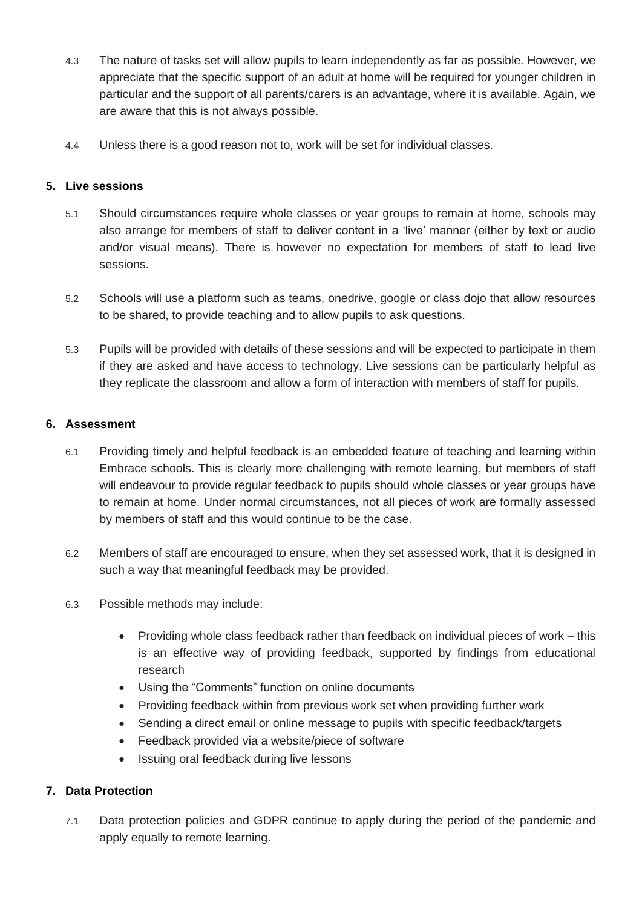4.3 The nature of tasks set will allow pupils to learn independently as far as possible. However, we appreciate that the specific support of an adult at home will be required for younger children in particular and the support of all parents/carers is an advantage, where it is available. Again, we are aware that this is not always possible.

4.4 Unless there is a good reason not to, work will be set for individual classes.

## 5. Live sessions

5.1 Should circumstances require whole classes or year groups to remain at home, schools may also arrange for members of staff to deliver content in a 'live' manner (either by text or audio and/or visual means). There is however no expectation for members of staff to lead live sessions.

5.2 Schools will use a platform such as teams, onedrive, google or class dojo that allow resources to be shared, to provide teaching and to allow pupils to ask questions.

5.3 Pupils will be provided with details of these sessions and will be expected to participate in them if they are asked and have access to technology. Live sessions can be particularly helpful as they replicate the classroom and allow a form of interaction with members of staff for pupils.

## 6. Assessment

6.1 Providing timely and helpful feedback is an embedded feature of teaching and learning within Embrace schools. This is clearly more challenging with remote learning, but members of staff will endeavour to provide regular feedback to pupils should whole classes or year groups have to remain at home. Under normal circumstances, not all pieces of work are formally assessed by members of staff and this would continue to be the case.

6.2 Members of staff are encouraged to ensure, when they set assessed work, that it is designed in such a way that meaningful feedback may be provided.

6.3 Possible methods may include:

- Providing whole class feedback rather than feedback on individual pieces of work – this is an effective way of providing feedback, supported by findings from educational research
- Using the "Comments" function on online documents
- Providing feedback within from previous work set when providing further work
- Sending a direct email or online message to pupils with specific feedback/targets
- Feedback provided via a website/piece of software
- Issuing oral feedback during live lessons

## 7. Data Protection

7.1 Data protection policies and GDPR continue to apply during the period of the pandemic and apply equally to remote learning.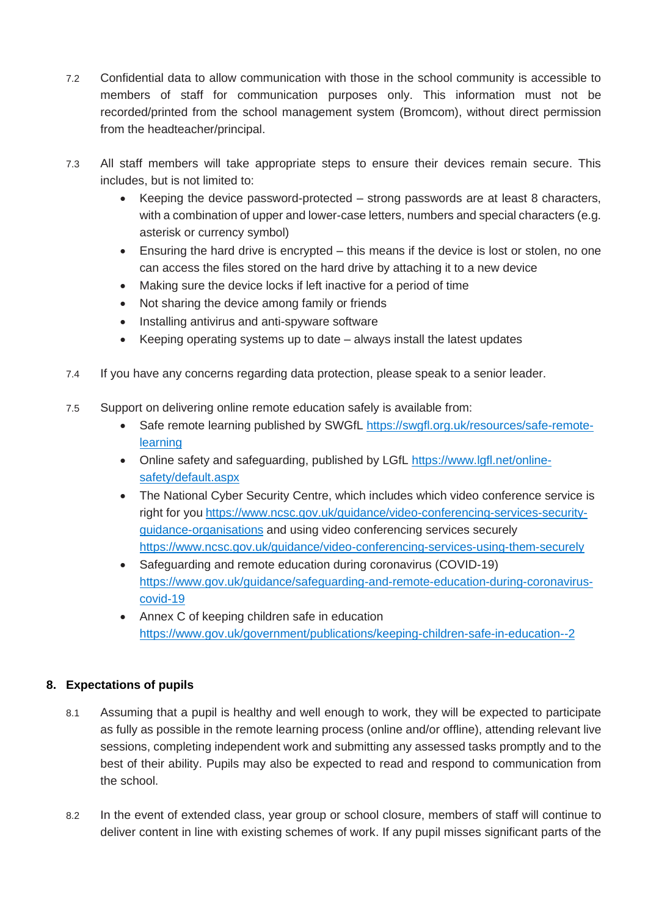7.2 Confidential data to allow communication with those in the school community is accessible to members of staff for communication purposes only. This information must not be recorded/printed from the school management system (Bromcom), without direct permission from the headteacher/principal.

7.3 All staff members will take appropriate steps to ensure their devices remain secure. This includes, but is not limited to:

- Keeping the device password-protected – strong passwords are at least 8 characters, with a combination of upper and lower-case letters, numbers and special characters (e.g. asterisk or currency symbol)
- Ensuring the hard drive is encrypted – this means if the device is lost or stolen, no one can access the files stored on the hard drive by attaching it to a new device
- Making sure the device locks if left inactive for a period of time
- Not sharing the device among family or friends
- Installing antivirus and anti-spyware software
- Keeping operating systems up to date – always install the latest updates

7.4 If you have any concerns regarding data protection, please speak to a senior leader.

7.5 Support on delivering online remote education safely is available from:

- Safe remote learning published by SWGfL [https://swgfl.org.uk/resources/safe-remote-learning](https://swgfl.org.uk/resources/safe-remote-learning)
- Online safety and safeguarding, published by LGfL [https://www.lgfl.net/online-safety/default.aspx](https://www.lgfl.net/online-safety/default.aspx)
- The National Cyber Security Centre, which includes which video conference service is right for you [https://www.ncsc.gov.uk/guidance/video-conferencing-services-security-guidance-organisations](https://www.ncsc.gov.uk/guidance/video-conferencing-services-security-guidance-organisations) and using video conferencing services securely [https://www.ncsc.gov.uk/guidance/video-conferencing-services-using-them-securely](https://www.ncsc.gov.uk/guidance/video-conferencing-services-using-them-securely)
- Safeguarding and remote education during coronavirus (COVID-19) [https://www.gov.uk/guidance/safeguarding-and-remote-education-during-coronavirus-covid-19](https://www.gov.uk/guidance/safeguarding-and-remote-education-during-coronavirus-covid-19)
- Annex C of keeping children safe in education [https://www.gov.uk/government/publications/keeping-children-safe-in-education--2](https://www.gov.uk/government/publications/keeping-children-safe-in-education--2)

## 8. Expectations of pupils

8.1 Assuming that a pupil is healthy and well enough to work, they will be expected to participate as fully as possible in the remote learning process (online and/or offline), attending relevant live sessions, completing independent work and submitting any assessed tasks promptly and to the best of their ability. Pupils may also be expected to read and respond to communication from the school.

8.2 In the event of extended class, year group or school closure, members of staff will continue to deliver content in line with existing schemes of work. If any pupil misses significant parts of the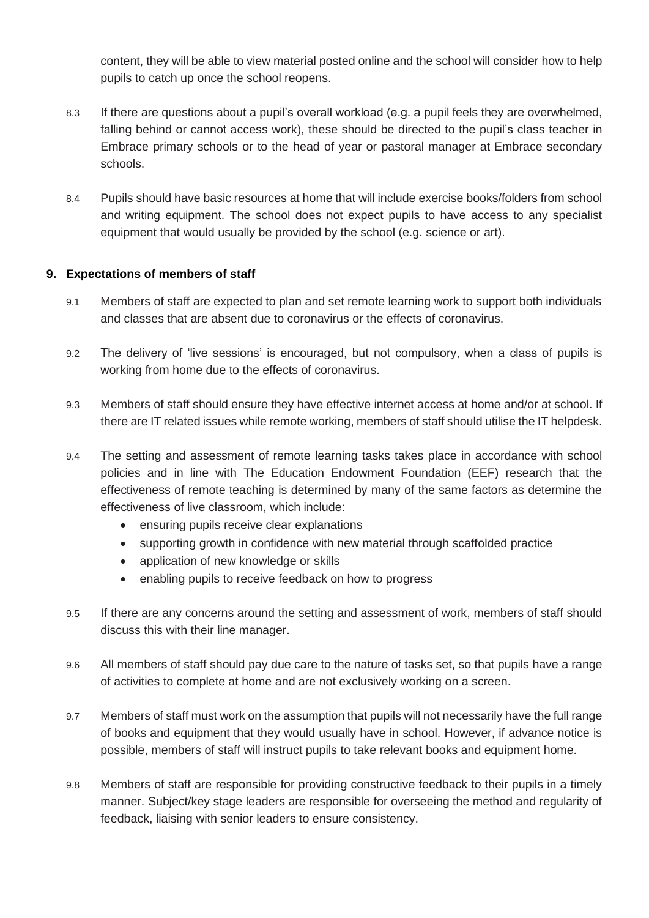content, they will be able to view material posted online and the school will consider how to help pupils to catch up once the school reopens.

8.3 If there are questions about a pupil's overall workload (e.g. a pupil feels they are overwhelmed, falling behind or cannot access work), these should be directed to the pupil's class teacher in Embrace primary schools or to the head of year or pastoral manager at Embrace secondary schools.

8.4 Pupils should have basic resources at home that will include exercise books/folders from school and writing equipment. The school does not expect pupils to have access to any specialist equipment that would usually be provided by the school (e.g. science or art).

## 9. Expectations of members of staff

9.1 Members of staff are expected to plan and set remote learning work to support both individuals and classes that are absent due to coronavirus or the effects of coronavirus.

9.2 The delivery of 'live sessions' is encouraged, but not compulsory, when a class of pupils is working from home due to the effects of coronavirus.

9.3 Members of staff should ensure they have effective internet access at home and/or at school. If there are IT related issues while remote working, members of staff should utilise the IT helpdesk.

9.4 The setting and assessment of remote learning tasks takes place in accordance with school policies and in line with The Education Endowment Foundation (EEF) research that the effectiveness of remote teaching is determined by many of the same factors as determine the effectiveness of live classroom, which include:

- ensuring pupils receive clear explanations
- supporting growth in confidence with new material through scaffolded practice
- application of new knowledge or skills
- enabling pupils to receive feedback on how to progress

9.5 If there are any concerns around the setting and assessment of work, members of staff should discuss this with their line manager.

9.6 All members of staff should pay due care to the nature of tasks set, so that pupils have a range of activities to complete at home and are not exclusively working on a screen.

9.7 Members of staff must work on the assumption that pupils will not necessarily have the full range of books and equipment that they would usually have in school. However, if advance notice is possible, members of staff will instruct pupils to take relevant books and equipment home.

9.8 Members of staff are responsible for providing constructive feedback to their pupils in a timely manner. Subject/key stage leaders are responsible for overseeing the method and regularity of feedback, liaising with senior leaders to ensure consistency.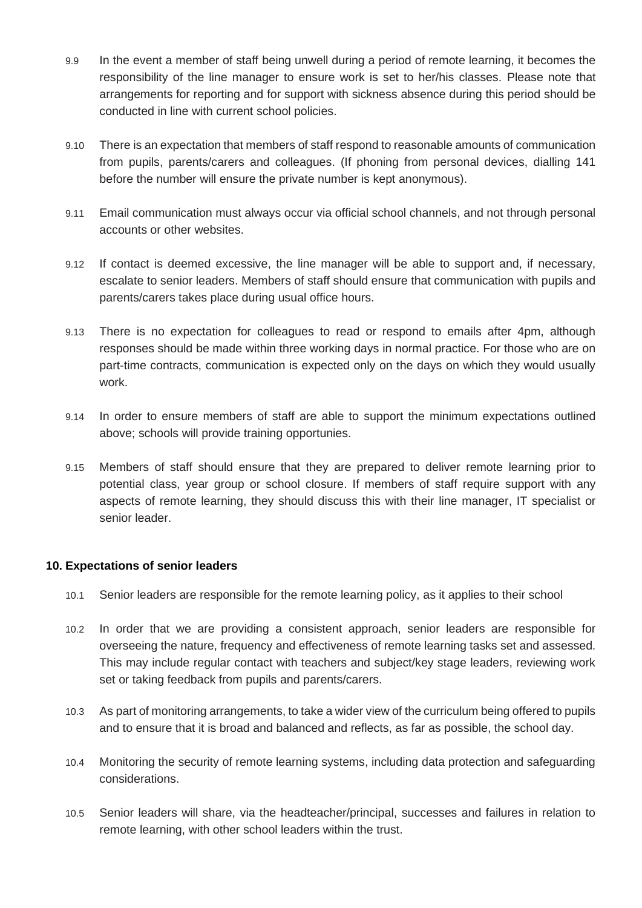9.9 In the event a member of staff being unwell during a period of remote learning, it becomes the responsibility of the line manager to ensure work is set to her/his classes. Please note that arrangements for reporting and for support with sickness absence during this period should be conducted in line with current school policies.

9.10 There is an expectation that members of staff respond to reasonable amounts of communication from pupils, parents/carers and colleagues. (If phoning from personal devices, dialling 141 before the number will ensure the private number is kept anonymous).

9.11 Email communication must always occur via official school channels, and not through personal accounts or other websites.

9.12 If contact is deemed excessive, the line manager will be able to support and, if necessary, escalate to senior leaders. Members of staff should ensure that communication with pupils and parents/carers takes place during usual office hours.

9.13 There is no expectation for colleagues to read or respond to emails after 4pm, although responses should be made within three working days in normal practice. For those who are on part-time contracts, communication is expected only on the days on which they would usually work.

9.14 In order to ensure members of staff are able to support the minimum expectations outlined above; schools will provide training opportunies.

9.15 Members of staff should ensure that they are prepared to deliver remote learning prior to potential class, year group or school closure. If members of staff require support with any aspects of remote learning, they should discuss this with their line manager, IT specialist or senior leader.

**10. Expectations of senior leaders**

10.1 Senior leaders are responsible for the remote learning policy, as it applies to their school

10.2 In order that we are providing a consistent approach, senior leaders are responsible for overseeing the nature, frequency and effectiveness of remote learning tasks set and assessed. This may include regular contact with teachers and subject/key stage leaders, reviewing work set or taking feedback from pupils and parents/carers.

10.3 As part of monitoring arrangements, to take a wider view of the curriculum being offered to pupils and to ensure that it is broad and balanced and reflects, as far as possible, the school day.

10.4 Monitoring the security of remote learning systems, including data protection and safeguarding considerations.

10.5 Senior leaders will share, via the headteacher/principal, successes and failures in relation to remote learning, with other school leaders within the trust.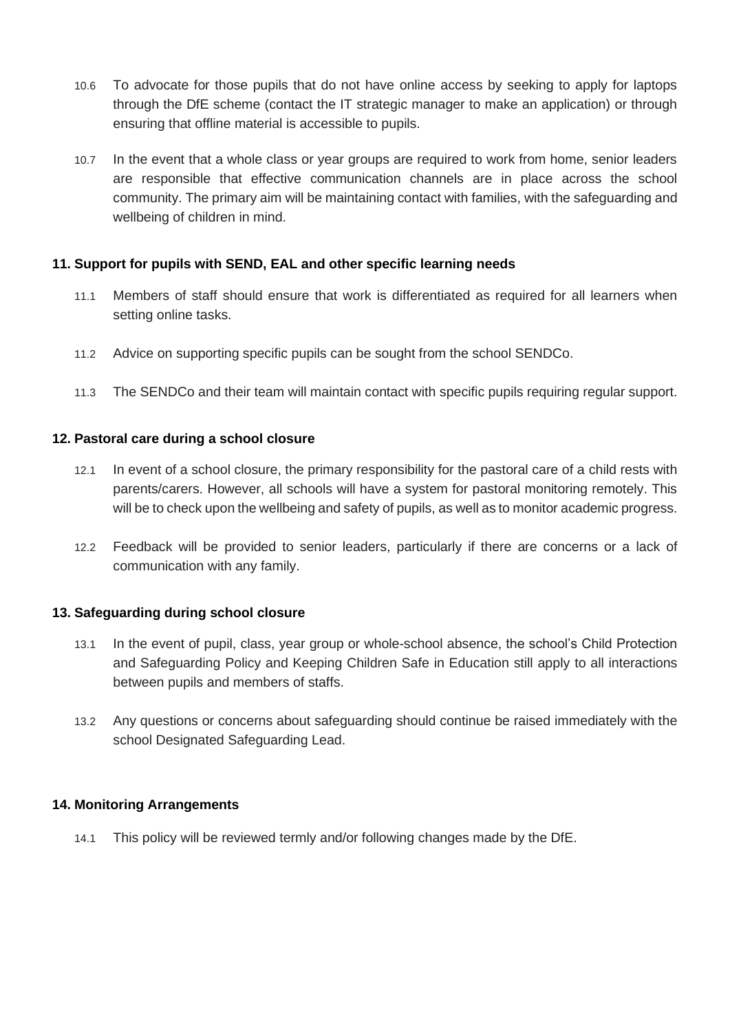10.6 To advocate for those pupils that do not have online access by seeking to apply for laptops through the DfE scheme (contact the IT strategic manager to make an application) or through ensuring that offline material is accessible to pupils.

10.7 In the event that a whole class or year groups are required to work from home, senior leaders are responsible that effective communication channels are in place across the school community. The primary aim will be maintaining contact with families, with the safeguarding and wellbeing of children in mind.

**11. Support for pupils with SEND, EAL and other specific learning needs**

11.1 Members of staff should ensure that work is differentiated as required for all learners when setting online tasks.

11.2 Advice on supporting specific pupils can be sought from the school SENDCo.

11.3 The SENDCo and their team will maintain contact with specific pupils requiring regular support.

**12. Pastoral care during a school closure**

12.1 In event of a school closure, the primary responsibility for the pastoral care of a child rests with parents/carers. However, all schools will have a system for pastoral monitoring remotely. This will be to check upon the wellbeing and safety of pupils, as well as to monitor academic progress.

12.2 Feedback will be provided to senior leaders, particularly if there are concerns or a lack of communication with any family.

**13. Safeguarding during school closure**

13.1 In the event of pupil, class, year group or whole-school absence, the school's Child Protection and Safeguarding Policy and Keeping Children Safe in Education still apply to all interactions between pupils and members of staffs.

13.2 Any questions or concerns about safeguarding should continue be raised immediately with the school Designated Safeguarding Lead.

**14. Monitoring Arrangements**

14.1 This policy will be reviewed termly and/or following changes made by the DfE.